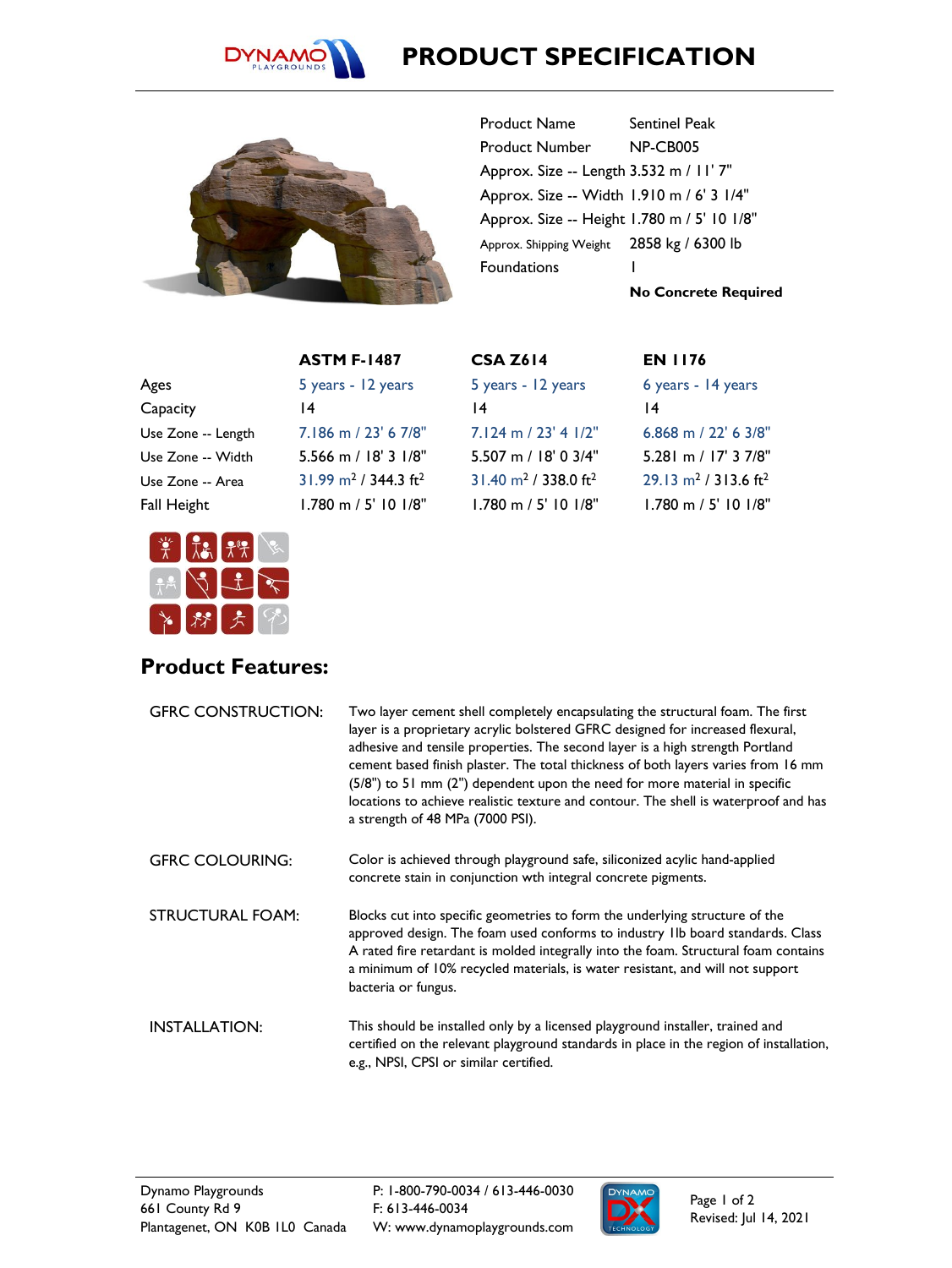# PRODUCT SPECIFICATION

| | |
|---|---|
| Product Name | Sentinel Peak |
| Product Number | NP-CB005 |
| Approx. Size -- Length | 3.532 m / 11' 7" |
| Approx. Size -- Width | 1.910 m / 6' 3 1/4" |
| Approx. Size -- Height | 1.780 m / 5' 10 1/8" |
| Approx. Shipping Weight | 2858 kg / 6300 lb |
| Foundations | 1 |
| | **No Concrete Required** |

| | ASTM F-1487 | CSA Z614 | EN 1176 |
|---|---|---|---|
| Ages | 5 years - 12 years | 5 years - 12 years | 6 years - 14 years |
| Capacity | 14 | 14 | 14 |
| Use Zone -- Length | 7.186 m / 23' 6 7/8" | 7.124 m / 23' 4 1/2" | 6.868 m / 22' 6 3/8" |
| Use Zone -- Width | 5.566 m / 18' 3 1/8" | 5.507 m / 18' 0 3/4" | 5.281 m / 17' 3 7/8" |
| Use Zone -- Area | 31.99 $m^2$ / 344.3 $ft^2$ | 31.40 $m^2$ / 338.0 $ft^2$ | 29.13 $m^2$ / 313.6 $ft^2$ |
| Fall Height | 1.780 m / 5' 10 1/8" | 1.780 m / 5' 10 1/8" | 1.780 m / 5' 10 1/8" |

## Product Features:

**GFRC CONSTRUCTION:** Two layer cement shell completely encapsulating the structural foam. The first layer is a proprietary acrylic bolstered GFRC designed for increased flexural, adhesive and tensile properties. The second layer is a high strength Portland cement based finish plaster. The total thickness of both layers varies from 16 mm (5/8") to 51 mm (2") dependent upon the need for more material in specific locations to achieve realistic texture and contour. The shell is waterproof and has a strength of 48 MPa (7000 PSI).

**GFRC COLOURING:** Color is achieved through playground safe, siliconized acylic hand-applied concrete stain in conjunction wth integral concrete pigments.

**STRUCTURAL FOAM:** Blocks cut into specific geometries to form the underlying structure of the approved design. The foam used conforms to industry IIb board standards. Class A rated fire retardant is molded integrally into the foam. Structural foam contains a minimum of 10% recycled materials, is water resistant, and will not support bacteria or fungus.

**INSTALLATION:** This should be installed only by a licensed playground installer, trained and certified on the relevant playground standards in place in the region of installation, e.g., NPSI, CPSI or similar certified.

Dynamo Playgrounds
661 County Rd 9
Plantagenet, ON K0B 1L0 Canada

P: 1-800-790-0034 / 613-446-0030
F: 613-446-0034
W: www.dynamoplaygrounds.com

Revised: Jul 14, 2021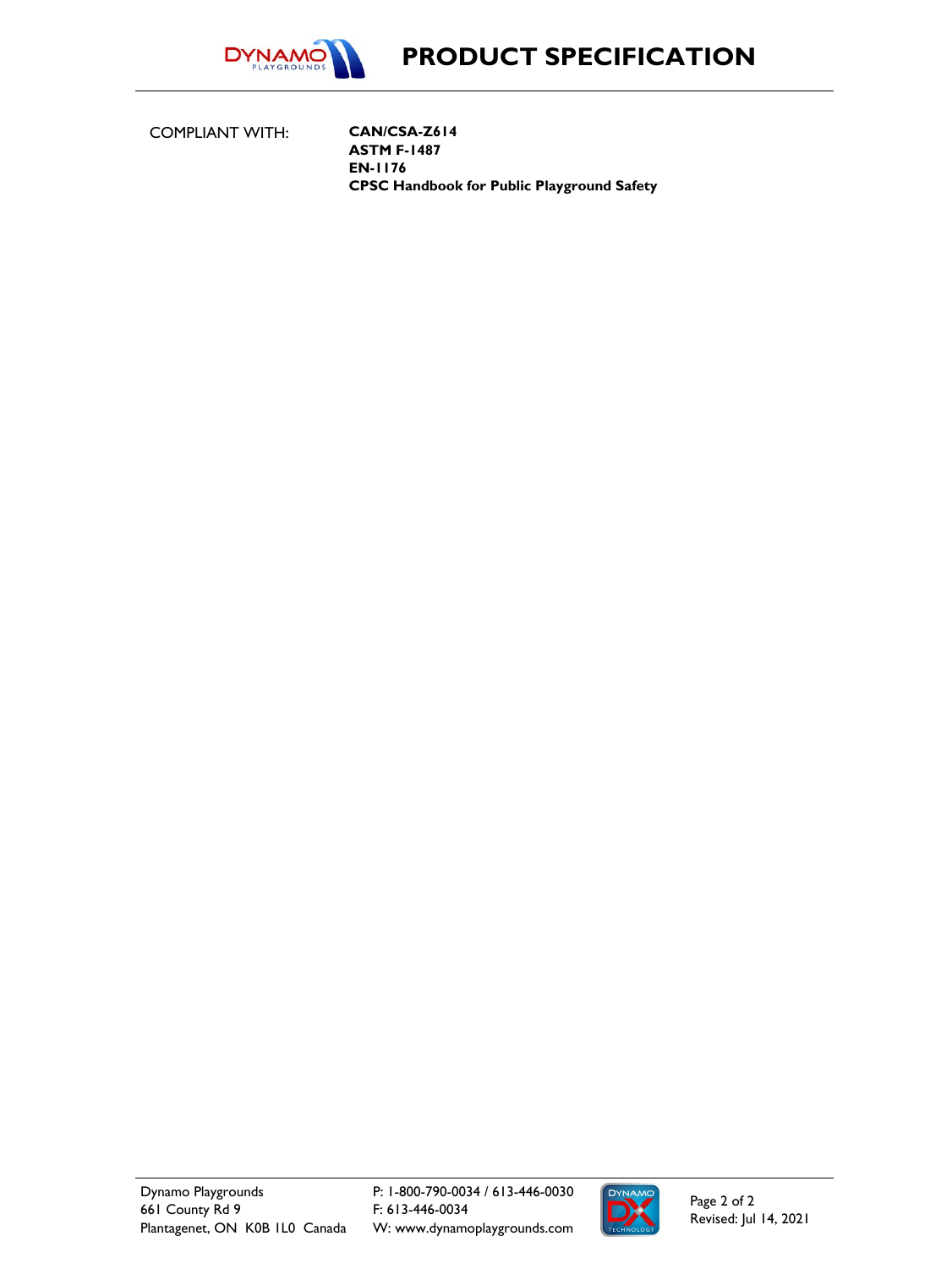COMPLIANT WITH:

**CAN/CSA-Z614**
**ASTM F-1487**
**EN-1176**
**CPSC Handbook for Public Playground Safety**